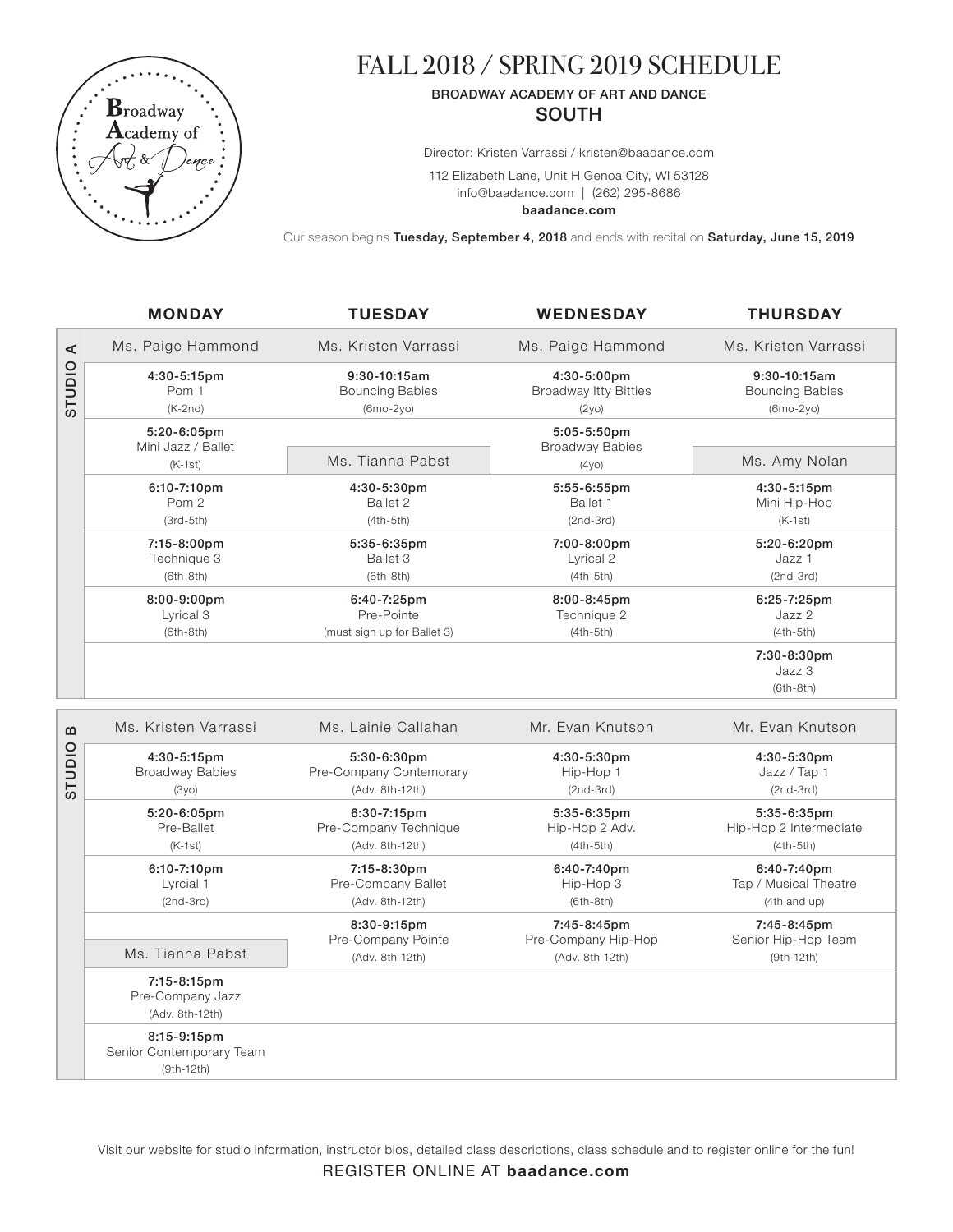# FALL 2018 / SPRING 2019 SCHEDULE

BROADWAY ACADEMY OF ART AND DANCE

## SOUTH

Director: Kristen Varrassi / kristen@baadance.com

112 Elizabeth Lane, Unit H Genoa City, WI 53128

info@baadance.com | (262) 295-8686

**baadance.com**

Our season begins **Tuesday, September 4, 2018** and ends with recital on **Saturday, June 15, 2019**

### STUDIO A

| MONDAY | TUESDAY | WEDNESDAY | THURSDAY |
|---|---|---|---|
| Ms. Paige Hammond | Ms. Kristen Varrassi | Ms. Paige Hammond | Ms. Kristen Varrassi |
| **4:30-5:15pm** Pom 1 (K-2nd) | **9:30-10:15am** Bouncing Babies (6mo-2yo) | **4:30-5:00pm** Broadway Itty Bitties (2yo) | **9:30-10:15am** Bouncing Babies (6mo-2yo) |
| **5:20-6:05pm** Mini Jazz / Ballet (K-1st) | Ms. Tianna Pabst | **5:05-5:50pm** Broadway Babies (4yo) | Ms. Amy Nolan |
| **6:10-7:10pm** Pom 2 (3rd-5th) | **4:30-5:30pm** Ballet 2 (4th-5th) | **5:55-6:55pm** Ballet 1 (2nd-3rd) | **4:30-5:15pm** Mini Hip-Hop (K-1st) |
| **7:15-8:00pm** Technique 3 (6th-8th) | **5:35-6:35pm** Ballet 3 (6th-8th) | **7:00-8:00pm** Lyrical 2 (4th-5th) | **5:20-6:20pm** Jazz 1 (2nd-3rd) |
| **8:00-9:00pm** Lyrical 3 (6th-8th) | **6:40-7:25pm** Pre-Pointe (must sign up for Ballet 3) | **8:00-8:45pm** Technique 2 (4th-5th) | **6:25-7:25pm** Jazz 2 (4th-5th) |
| | | | **7:30-8:30pm** Jazz 3 (6th-8th) |

### STUDIO B

| MONDAY | TUESDAY | WEDNESDAY | THURSDAY |
|---|---|---|---|
| Ms. Kristen Varrassi | Ms. Lainie Callahan | Mr. Evan Knutson | Mr. Evan Knutson |
| **4:30-5:15pm** Broadway Babies (3yo) | **5:30-6:30pm** Pre-Company Contemorary (Adv. 8th-12th) | **4:30-5:30pm** Hip-Hop 1 (2nd-3rd) | **4:30-5:30pm** Jazz / Tap 1 (2nd-3rd) |
| **5:20-6:05pm** Pre-Ballet (K-1st) | **6:30-7:15pm** Pre-Company Technique (Adv. 8th-12th) | **5:35-6:35pm** Hip-Hop 2 Adv. (4th-5th) | **5:35-6:35pm** Hip-Hop 2 Intermediate (4th-5th) |
| **6:10-7:10pm** Lyrcial 1 (2nd-3rd) | **7:15-8:30pm** Pre-Company Ballet (Adv. 8th-12th) | **6:40-7:40pm** Hip-Hop 3 (6th-8th) | **6:40-7:40pm** Tap / Musical Theatre (4th and up) |
| Ms. Tianna Pabst | **8:30-9:15pm** Pre-Company Pointe (Adv. 8th-12th) | **7:45-8:45pm** Pre-Company Hip-Hop (Adv. 8th-12th) | **7:45-8:45pm** Senior Hip-Hop Team (9th-12th) |
| **7:15-8:15pm** Pre-Company Jazz (Adv. 8th-12th) | | | |
| **8:15-9:15pm** Senior Contemporary Team (9th-12th) | | | |

Visit our website for studio information, instructor bios, detailed class descriptions, class schedule and to register online for the fun!

REGISTER ONLINE AT **baadance.com**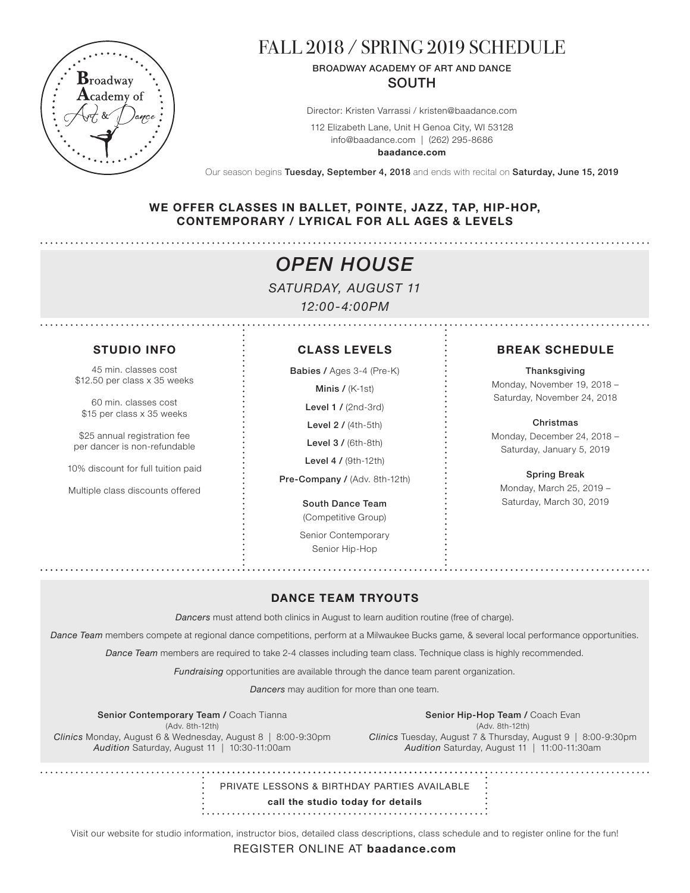# FALL 2018 / SPRING 2019 SCHEDULE

BROADWAY ACADEMY OF ART AND DANCE

## SOUTH

Director: Kristen Varrassi / kristen@baadance.com

112 Elizabeth Lane, Unit H Genoa City, WI 53128

info@baadance.com | (262) 295-8686

**baadance.com**

Our season begins **Tuesday, September 4, 2018** and ends with recital on **Saturday, June 15, 2019**

**WE OFFER CLASSES IN BALLET, POINTE, JAZZ, TAP, HIP-HOP, CONTEMPORARY / LYRICAL FOR ALL AGES & LEVELS**

## *OPEN HOUSE*

*SATURDAY, AUGUST 11*

*12:00-4:00PM*

### STUDIO INFO

45 min. classes cost $12.50 per class x 35 weeks

60 min. classes cost $15 per class x 35 weeks

$25 annual registration fee per dancer is non-refundable

10% discount for full tuition paid

Multiple class discounts offered

### CLASS LEVELS

**Babies /** Ages 3-4 (Pre-K)

**Minis /** (K-1st)

**Level 1 /** (2nd-3rd)

**Level 2 /** (4th-5th)

**Level 3 /** (6th-8th)

**Level 4 /** (9th-12th)

**Pre-Company /** (Adv. 8th-12th)

**South Dance Team**
(Competitive Group)

Senior Contemporary
Senior Hip-Hop

### BREAK SCHEDULE

**Thanksgiving**
Monday, November 19, 2018 – Saturday, November 24, 2018

**Christmas**
Monday, December 24, 2018 – Saturday, January 5, 2019

**Spring Break**
Monday, March 25, 2019 – Saturday, March 30, 2019

### DANCE TEAM TRYOUTS

*Dancers* must attend both clinics in August to learn audition routine (free of charge).

*Dance Team* members compete at regional dance competitions, perform at a Milwaukee Bucks game, & several local performance opportunities.

*Dance Team* members are required to take 2-4 classes including team class. Technique class is highly recommended.

*Fundraising* opportunities are available through the dance team parent organization.

*Dancers* may audition for more than one team.

**Senior Contemporary Team /** Coach Tianna
(Adv. 8th-12th)
*Clinics* Monday, August 6 & Wednesday, August 8 | 8:00-9:30pm
*Audition* Saturday, August 11 | 10:30-11:00am

**Senior Hip-Hop Team /** Coach Evan
(Adv. 8th-12th)
*Clinics* Tuesday, August 7 & Thursday, August 9 | 8:00-9:30pm
*Audition* Saturday, August 11 | 11:00-11:30am

PRIVATE LESSONS & BIRTHDAY PARTIES AVAILABLE

**call the studio today for details**

Visit our website for studio information, instructor bios, detailed class descriptions, class schedule and to register online for the fun!

REGISTER ONLINE AT **baadance.com**